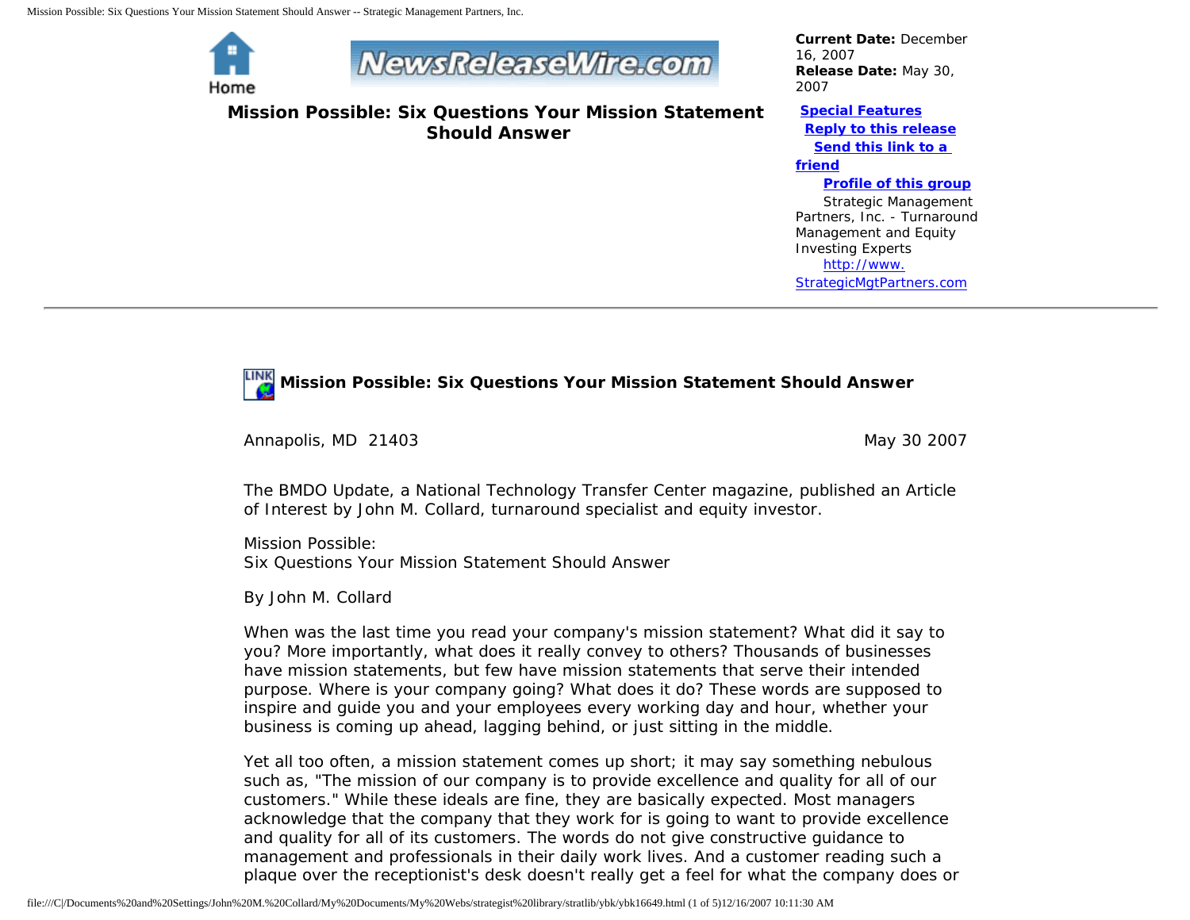Home

NewsReleaseWire.com

**Current Date:** December 16, 2007
**Release Date:** May 30, 2007

# Mission Possible: Six Questions Your Mission Statement Should Answer

**Special Features**
**Reply to this release**
**Send this link to a friend**
**Profile of this group**

Strategic Management Partners, Inc. - Turnaround Management and Equity Investing Experts
http://www.StrategicMgtPartners.com

---

## Mission Possible: Six Questions Your Mission Statement Should Answer

Annapolis, MD 21403 May 30 2007

The BMDO Update, a National Technology Transfer Center magazine, published an Article of Interest by John M. Collard, turnaround specialist and equity investor.

Mission Possible:
Six Questions Your Mission Statement Should Answer

By John M. Collard

When was the last time you read your company's mission statement? What did it say to you? More importantly, what does it really convey to others? Thousands of businesses have mission statements, but few have mission statements that serve their intended purpose. Where is your company going? What does it do? These words are supposed to inspire and guide you and your employees every working day and hour, whether your business is coming up ahead, lagging behind, or just sitting in the middle.

Yet all too often, a mission statement comes up short; it may say something nebulous such as, "The mission of our company is to provide excellence and quality for all of our customers." While these ideals are fine, they are basically expected. Most managers acknowledge that the company that they work for is going to want to provide excellence and quality for all of its customers. The words do not give constructive guidance to management and professionals in their daily work lives. And a customer reading such a plaque over the receptionist's desk doesn't really get a feel for what the company does or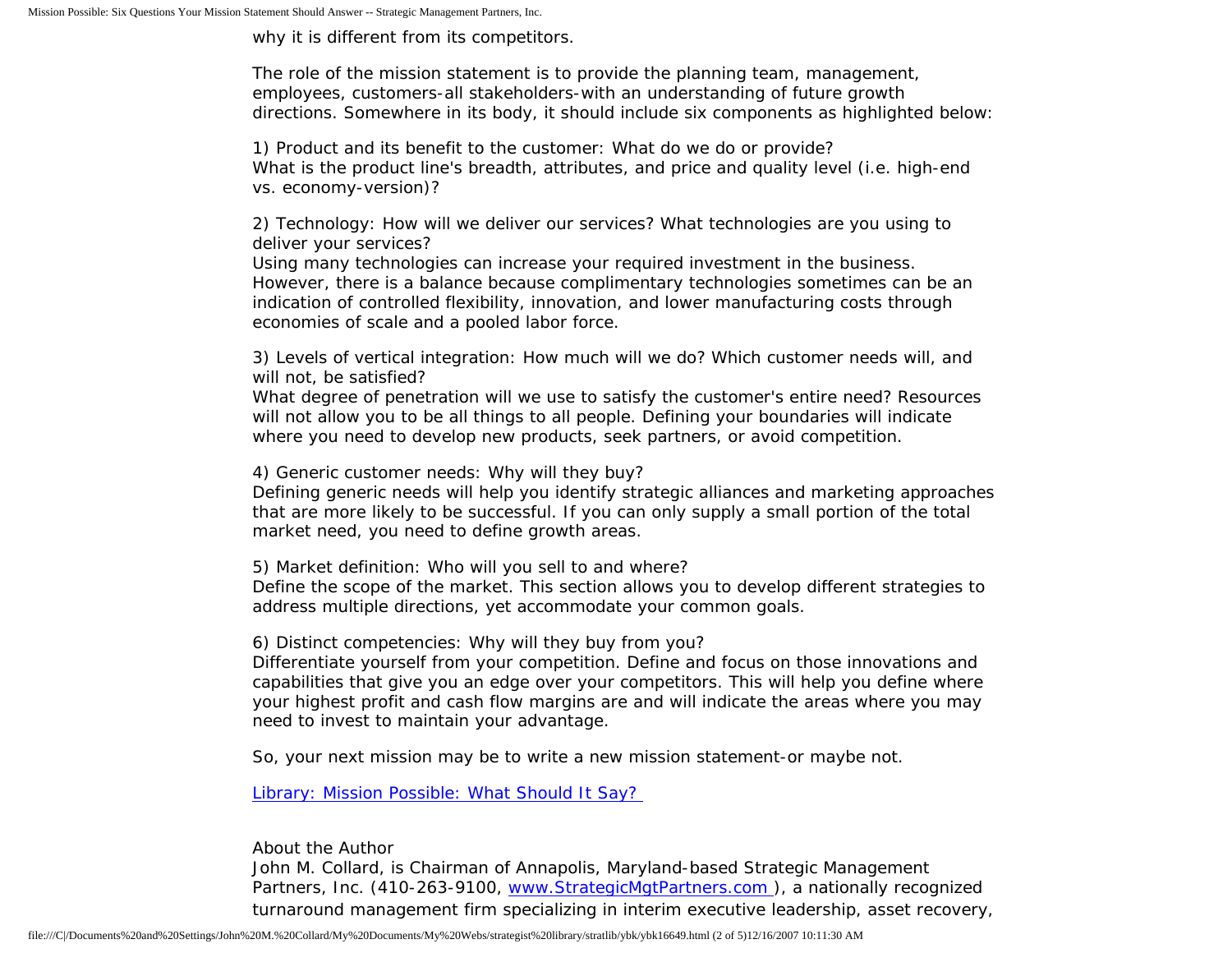why it is different from its competitors.

The role of the mission statement is to provide the planning team, management, employees, customers-all stakeholders-with an understanding of future growth directions. Somewhere in its body, it should include six components as highlighted below:

1) Product and its benefit to the customer: What do we do or provide?
What is the product line's breadth, attributes, and price and quality level (i.e. high-end vs. economy-version)?

2) Technology: How will we deliver our services? What technologies are you using to deliver your services?
Using many technologies can increase your required investment in the business. However, there is a balance because complimentary technologies sometimes can be an indication of controlled flexibility, innovation, and lower manufacturing costs through economies of scale and a pooled labor force.

3) Levels of vertical integration: How much will we do? Which customer needs will, and will not, be satisfied?
What degree of penetration will we use to satisfy the customer's entire need? Resources will not allow you to be all things to all people. Defining your boundaries will indicate where you need to develop new products, seek partners, or avoid competition.

4) Generic customer needs: Why will they buy?
Defining generic needs will help you identify strategic alliances and marketing approaches that are more likely to be successful. If you can only supply a small portion of the total market need, you need to define growth areas.

5) Market definition: Who will you sell to and where?
Define the scope of the market. This section allows you to develop different strategies to address multiple directions, yet accommodate your common goals.

6) Distinct competencies: Why will they buy from you?
Differentiate yourself from your competition. Define and focus on those innovations and capabilities that give you an edge over your competitors. This will help you define where your highest profit and cash flow margins are and will indicate the areas where you may need to invest to maintain your advantage.

So, your next mission may be to write a new mission statement-or maybe not.

[Library: Mission Possible: What Should It Say?]

About the Author
John M. Collard, is Chairman of Annapolis, Maryland-based Strategic Management Partners, Inc. (410-263-9100, www.StrategicMgtPartners.com ), a nationally recognized turnaround management firm specializing in interim executive leadership, asset recovery,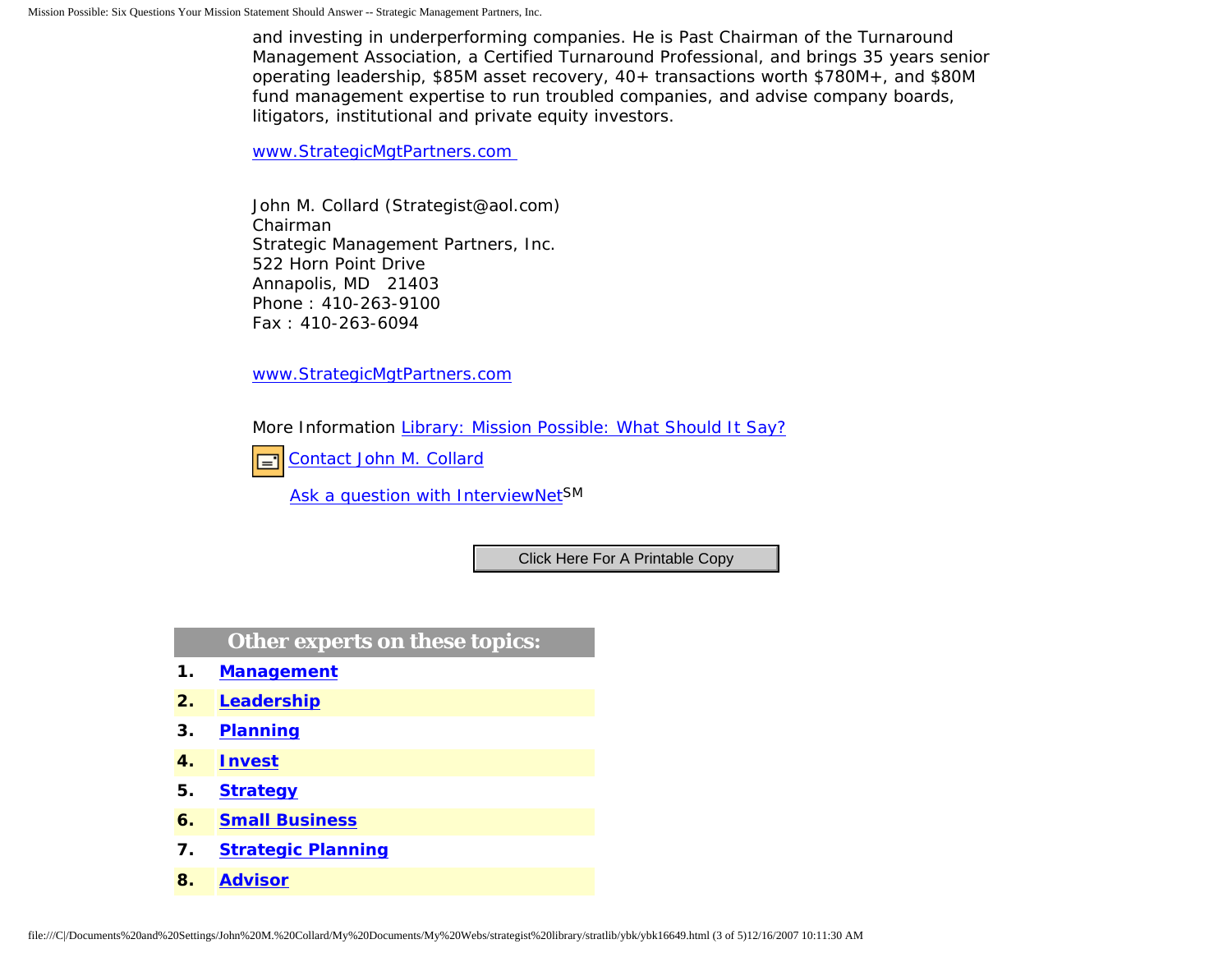and investing in underperforming companies. He is Past Chairman of the Turnaround Management Association, a Certified Turnaround Professional, and brings 35 years senior operating leadership, $85M asset recovery, 40+ transactions worth $780M+, and $80M fund management expertise to run troubled companies, and advise company boards, litigators, institutional and private equity investors.

www.StrategicMgtPartners.com

John M. Collard (Strategist@aol.com)
Chairman
Strategic Management Partners, Inc.
522 Horn Point Drive
Annapolis, MD 21403
Phone : 410-263-9100
Fax : 410-263-6094

www.StrategicMgtPartners.com

More Information Library: Mission Possible: What Should It Say?

Contact John M. Collard

Ask a question with InterviewNet[SM]

Click Here For A Printable Copy

**Other experts on these topics:**

1. **Management**
2. **Leadership**
3. **Planning**
4. **Invest**
5. **Strategy**
6. **Small Business**
7. **Strategic Planning**
8. **Advisor**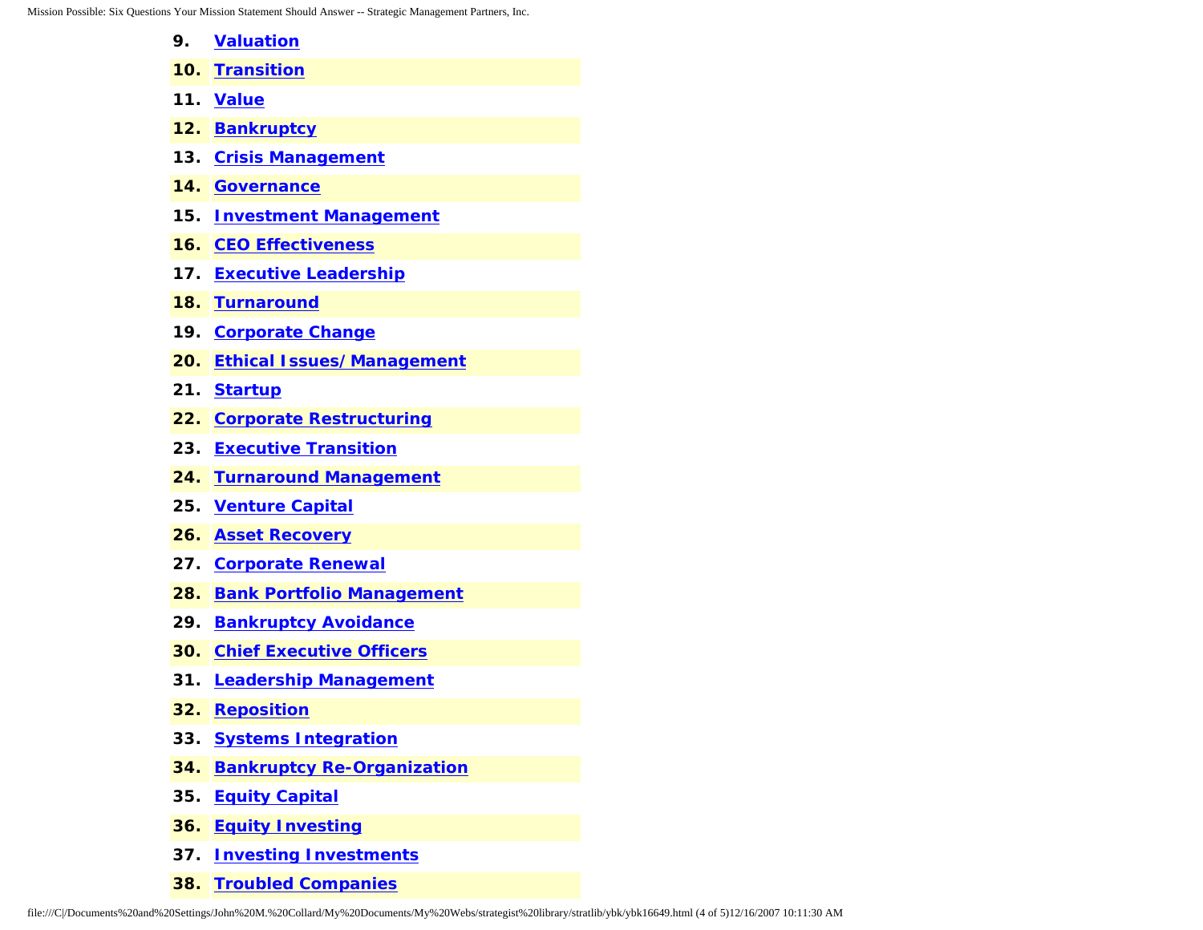9. **Valuation**
10. **Transition**
11. **Value**
12. **Bankruptcy**
13. **Crisis Management**
14. **Governance**
15. **Investment Management**
16. **CEO Effectiveness**
17. **Executive Leadership**
18. **Turnaround**
19. **Corporate Change**
20. **Ethical Issues/Management**
21. **Startup**
22. **Corporate Restructuring**
23. **Executive Transition**
24. **Turnaround Management**
25. **Venture Capital**
26. **Asset Recovery**
27. **Corporate Renewal**
28. **Bank Portfolio Management**
29. **Bankruptcy Avoidance**
30. **Chief Executive Officers**
31. **Leadership Management**
32. **Reposition**
33. **Systems Integration**
34. **Bankruptcy Re-Organization**
35. **Equity Capital**
36. **Equity Investing**
37. **Investing Investments**
38. **Troubled Companies**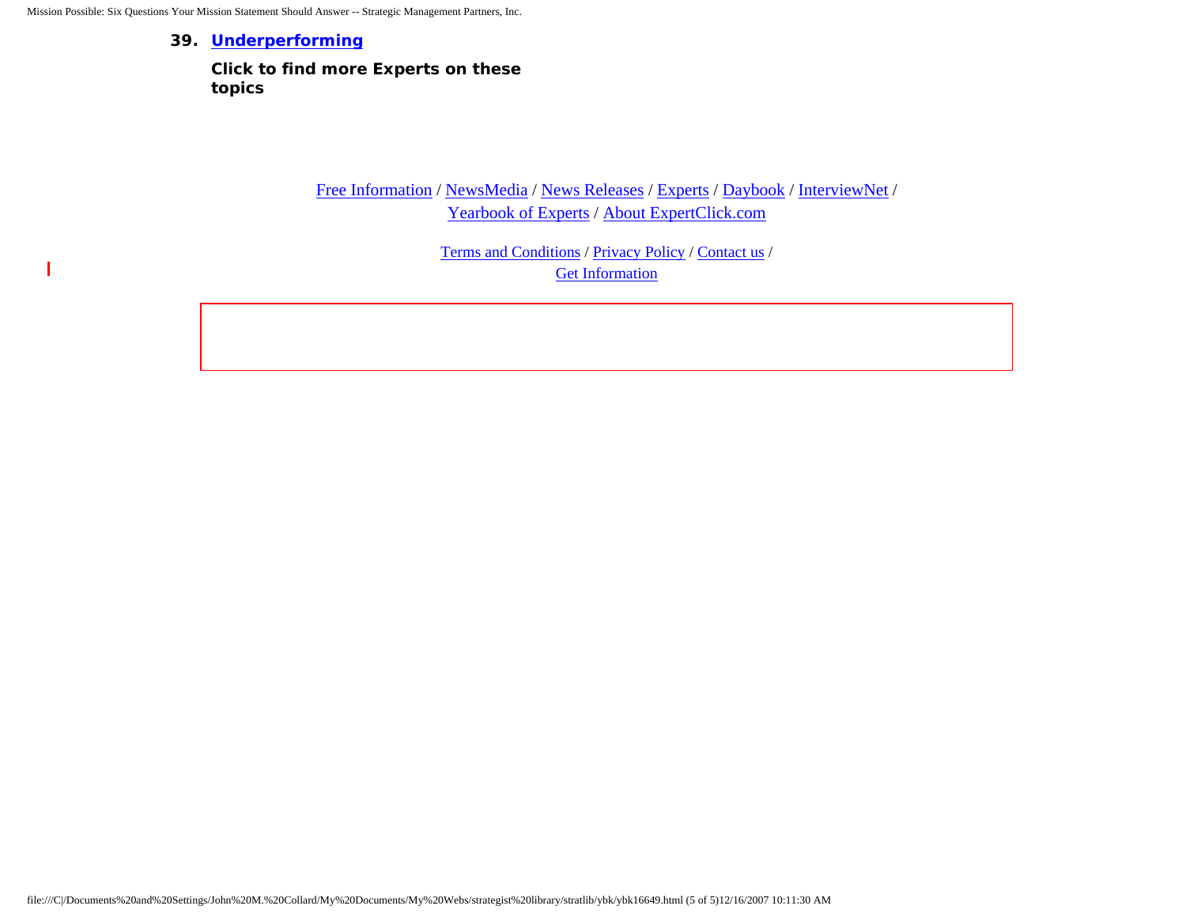39. **Underperforming**

**Click to find more Experts on these topics**

Free Information / NewsMedia / News Releases / Experts / Daybook / InterviewNet / Yearbook of Experts / About ExpertClick.com

Terms and Conditions / Privacy Policy / Contact us / Get Information